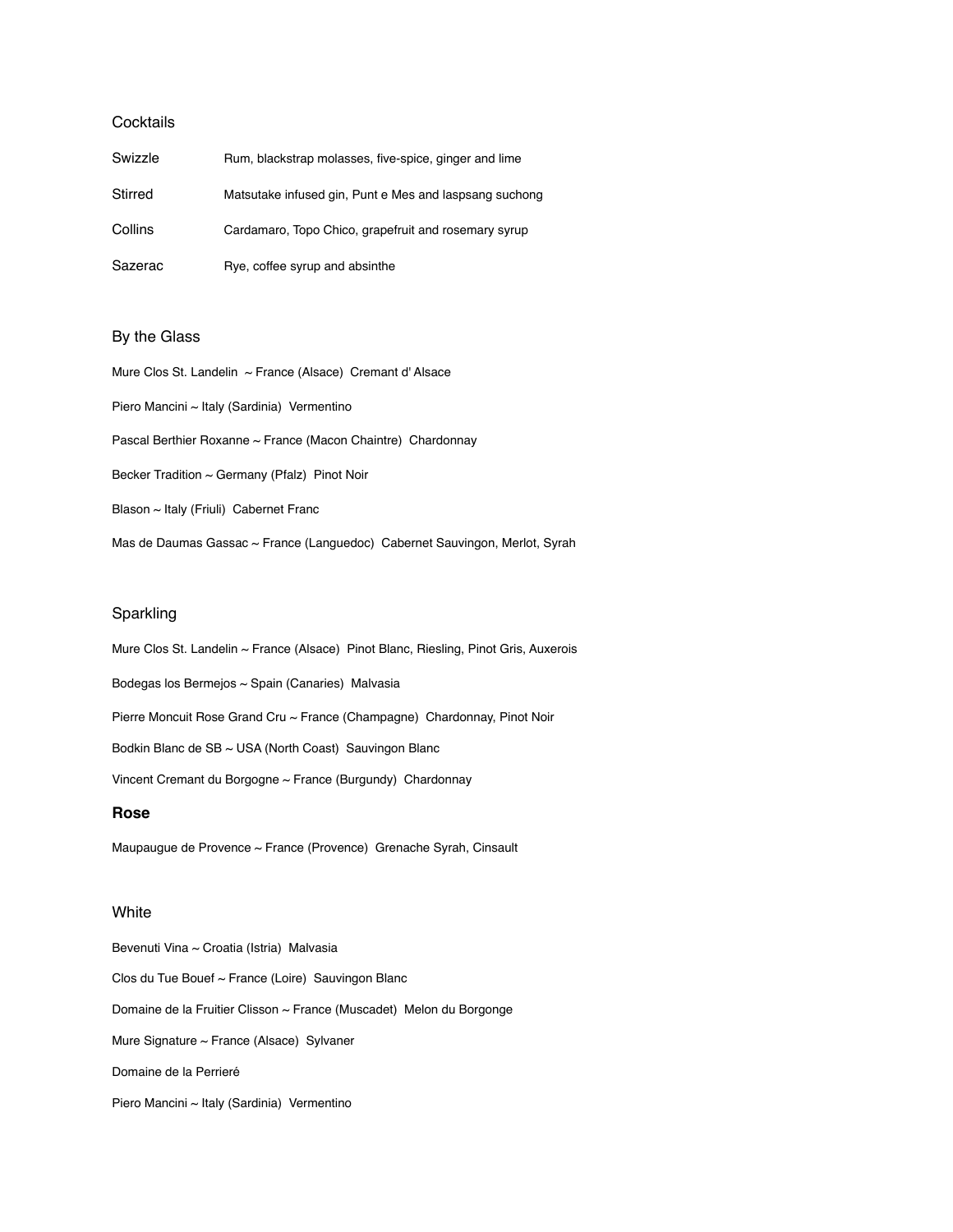## Cocktails

| | |
|---|---|
| Swizzle | Rum, blackstrap molasses, five-spice, ginger and lime |
| Stirred | Matsutake infused gin, Punt e Mes and laspsang suchong |
| Collins | Cardamaro, Topo Chico, grapefruit and rosemary syrup |
| Sazerac | Rye, coffee syrup and absinthe |

## By the Glass

Mure Clos St. Landelin ~ France (Alsace) Cremant d' Alsace

Piero Mancini ~ Italy (Sardinia) Vermentino

Pascal Berthier Roxanne ~ France (Macon Chaintre) Chardonnay

Becker Tradition ~ Germany (Pfalz) Pinot Noir

Blason ~ Italy (Friuli) Cabernet Franc

Mas de Daumas Gassac ~ France (Languedoc) Cabernet Sauvingon, Merlot, Syrah

## Sparkling

Mure Clos St. Landelin ~ France (Alsace) Pinot Blanc, Riesling, Pinot Gris, Auxerois

Bodegas los Bermejos ~ Spain (Canaries) Malvasia

Pierre Moncuit Rose Grand Cru ~ France (Champagne) Chardonnay, Pinot Noir

Bodkin Blanc de SB ~ USA (North Coast) Sauvingon Blanc

Vincent Cremant du Borgogne ~ France (Burgundy) Chardonnay

## **Rose**

Maupaugue de Provence ~ France (Provence) Grenache Syrah, Cinsault

## White

Bevenuti Vina ~ Croatia (Istria) Malvasia

Clos du Tue Bouef ~ France (Loire) Sauvingon Blanc

Domaine de la Fruitier Clisson ~ France (Muscadet) Melon du Borgonge

Mure Signature ~ France (Alsace) Sylvaner

Domaine de la Perrieré

Piero Mancini ~ Italy (Sardinia) Vermentino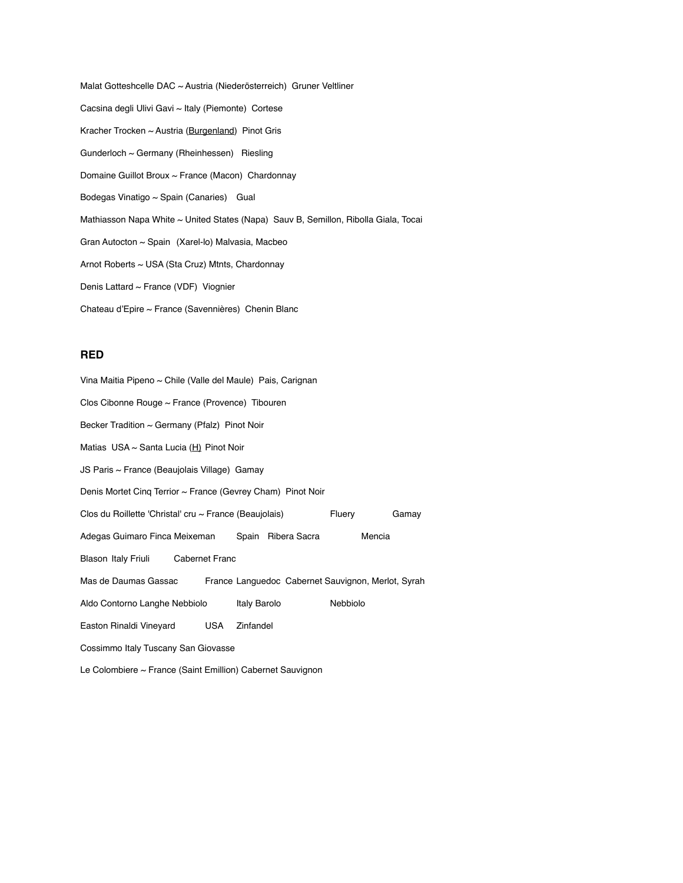Malat Gotteshcelle DAC ~ Austria (Niederösterreich) Gruner Veltliner

Cacsina degli Ulivi Gavi ~ Italy (Piemonte) Cortese

Kracher Trocken ~ Austria (Burgenland) Pinot Gris

Gunderloch ~ Germany (Rheinhessen) Riesling

Domaine Guillot Broux ~ France (Macon) Chardonnay

Bodegas Vinatigo ~ Spain (Canaries) Gual

Mathiasson Napa White ~ United States (Napa) Sauv B, Semillon, Ribolla Giala, Tocai

Gran Autocton ~ Spain (Xarel-lo) Malvasia, Macbeo

Arnot Roberts ~ USA (Sta Cruz) Mtnts, Chardonnay

Denis Lattard ~ France (VDF) Viognier

Chateau d'Epire ~ France (Savennières) Chenin Blanc

**RED**

Vina Maitia Pipeno ~ Chile (Valle del Maule) Pais, Carignan

Clos Cibonne Rouge ~ France (Provence) Tibouren

Becker Tradition ~ Germany (Pfalz) Pinot Noir

Matias USA ~ Santa Lucia (H) Pinot Noir

JS Paris ~ France (Beaujolais Village) Gamay

Denis Mortet Cinq Terrior ~ France (Gevrey Cham) Pinot Noir

Clos du Roillette 'Christal' cru ~ France (Beaujolais) Fluery Gamay

Adegas Guimaro Finca Meixeman Spain Ribera Sacra Mencia

Blason Italy Friuli Cabernet Franc

Mas de Daumas Gassac France Languedoc Cabernet Sauvignon, Merlot, Syrah

Aldo Contorno Langhe Nebbiolo Italy Barolo Nebbiolo

Easton Rinaldi Vineyard USA Zinfandel

Cossimmo Italy Tuscany San Giovasse

Le Colombiere ~ France (Saint Emillion) Cabernet Sauvignon